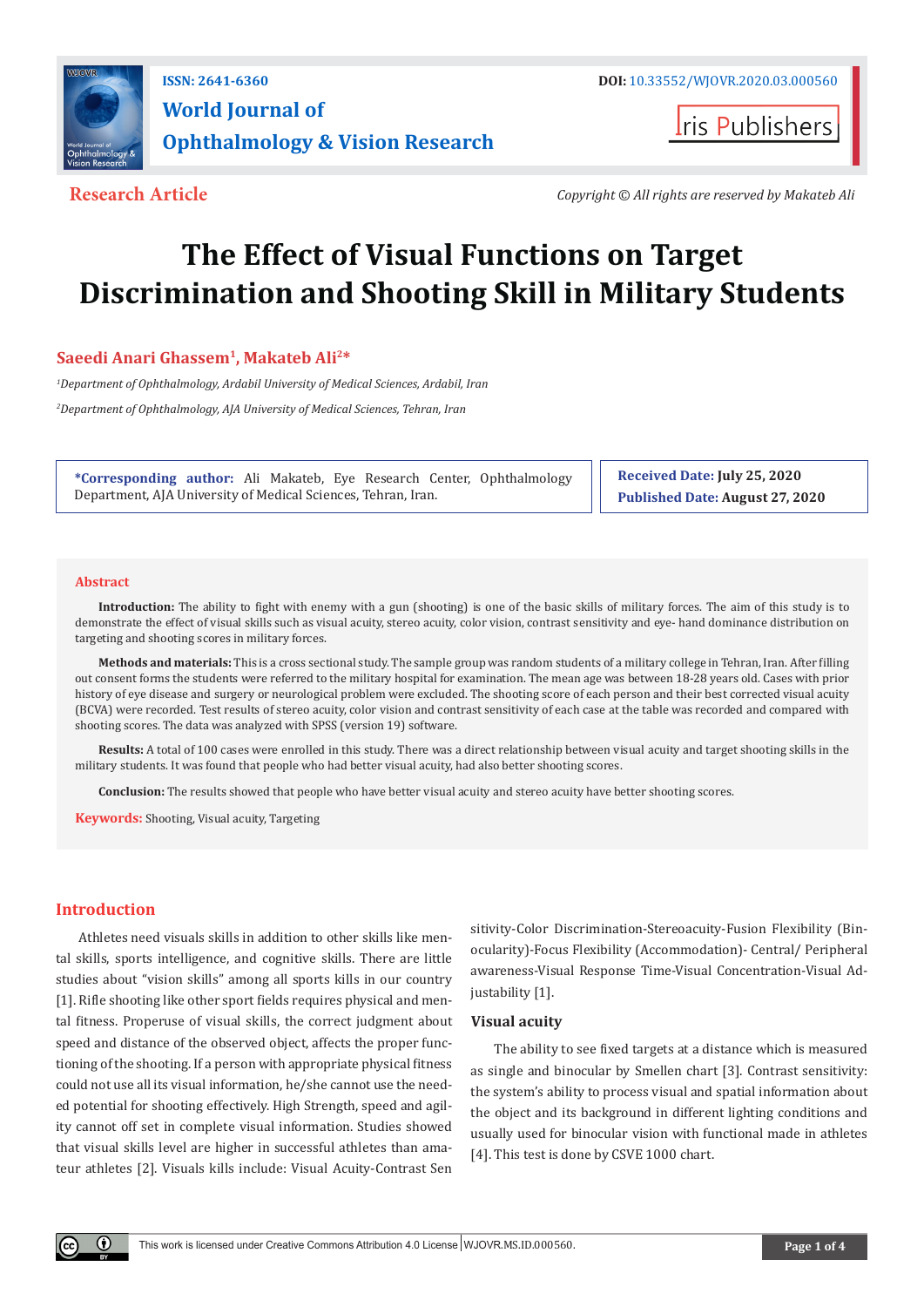**Research Article**

*Copyright © All rights are reserved by Makateb Ali*

# The Effect of Visual Functions on Target Discrimination and Shooting Skill in Military Students

**Saeedi Anari Ghassem[1], Makateb Ali[2]***

[1]*Department of Ophthalmology, Ardabil University of Medical Sciences, Ardabil, Iran*

[2]*Department of Ophthalmology, AJA University of Medical Sciences, Tehran, Iran*

**\*Corresponding author:** Ali Makateb, Eye Research Center, Ophthalmology Department, AJA University of Medical Sciences, Tehran, Iran.

**Received Date:** July 25, 2020

**Published Date:** August 27, 2020

## Abstract

**Introduction:** The ability to fight with enemy with a gun (shooting) is one of the basic skills of military forces. The aim of this study is to demonstrate the effect of visual skills such as visual acuity, stereo acuity, color vision, contrast sensitivity and eye- hand dominance distribution on targeting and shooting scores in military forces.

**Methods and materials:** This is a cross sectional study. The sample group was random students of a military college in Tehran, Iran. After filling out consent forms the students were referred to the military hospital for examination. The mean age was between 18-28 years old. Cases with prior history of eye disease and surgery or neurological problem were excluded. The shooting score of each person and their best corrected visual acuity (BCVA) were recorded. Test results of stereo acuity, color vision and contrast sensitivity of each case at the table was recorded and compared with shooting scores. The data was analyzed with SPSS (version 19) software.

**Results:** A total of 100 cases were enrolled in this study. There was a direct relationship between visual acuity and target shooting skills in the military students. It was found that people who had better visual acuity, had also better shooting scores.

**Conclusion:** The results showed that people who have better visual acuity and stereo acuity have better shooting scores.

**Keywords:** Shooting, Visual acuity, Targeting

## Introduction

Athletes need visuals skills in addition to other skills like mental skills, sports intelligence, and cognitive skills. There are little studies about "vision skills" among all sports kills in our country [1]. Rifle shooting like other sport fields requires physical and mental fitness. Properuse of visual skills, the correct judgment about speed and distance of the observed object, affects the proper functioning of the shooting. If a person with appropriate physical fitness could not use all its visual information, he/she cannot use the needed potential for shooting effectively. High Strength, speed and agility cannot off set in complete visual information. Studies showed that visual skills level are higher in successful athletes than amateur athletes [2]. Visuals kills include: Visual Acuity-Contrast Sensitivity-Color Discrimination-Stereoacuity-Fusion Flexibility (Binocularity)-Focus Flexibility (Accommodation)- Central/ Peripheral awareness-Visual Response Time-Visual Concentration-Visual Adjustability [1].

### Visual acuity

The ability to see fixed targets at a distance which is measured as single and binocular by Smellen chart [3]. Contrast sensitivity: the system's ability to process visual and spatial information about the object and its background in different lighting conditions and usually used for binocular vision with functional made in athletes [4]. This test is done by CSVE 1000 chart.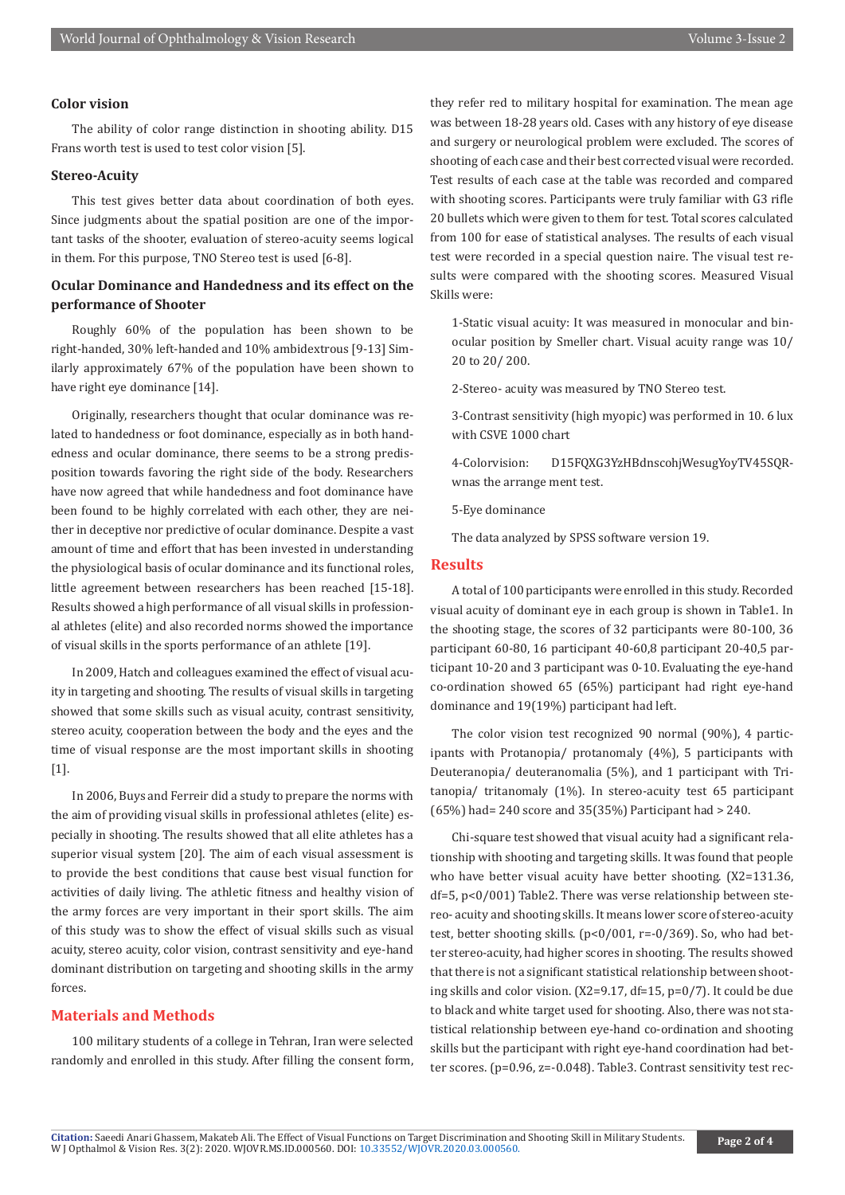### Color vision

The ability of color range distinction in shooting ability. D15 Frans worth test is used to test color vision [5].

### Stereo-Acuity

This test gives better data about coordination of both eyes. Since judgments about the spatial position are one of the important tasks of the shooter, evaluation of stereo-acuity seems logical in them. For this purpose, TNO Stereo test is used [6-8].

### Ocular Dominance and Handedness and its effect on the performance of Shooter

Roughly 60% of the population has been shown to be right-handed, 30% left-handed and 10% ambidextrous [9-13] Similarly approximately 67% of the population have been shown to have right eye dominance [14].

Originally, researchers thought that ocular dominance was related to handedness or foot dominance, especially as in both handedness and ocular dominance, there seems to be a strong predisposition towards favoring the right side of the body. Researchers have now agreed that while handedness and foot dominance have been found to be highly correlated with each other, they are neither in deceptive nor predictive of ocular dominance. Despite a vast amount of time and effort that has been invested in understanding the physiological basis of ocular dominance and its functional roles, little agreement between researchers has been reached [15-18]. Results showed a high performance of all visual skills in professional athletes (elite) and also recorded norms showed the importance of visual skills in the sports performance of an athlete [19].

In 2009, Hatch and colleagues examined the effect of visual acuity in targeting and shooting. The results of visual skills in targeting showed that some skills such as visual acuity, contrast sensitivity, stereo acuity, cooperation between the body and the eyes and the time of visual response are the most important skills in shooting [1].

In 2006, Buys and Ferreir did a study to prepare the norms with the aim of providing visual skills in professional athletes (elite) especially in shooting. The results showed that all elite athletes has a superior visual system [20]. The aim of each visual assessment is to provide the best conditions that cause best visual function for activities of daily living. The athletic fitness and healthy vision of the army forces are very important in their sport skills. The aim of this study was to show the effect of visual skills such as visual acuity, stereo acuity, color vision, contrast sensitivity and eye-hand dominant distribution on targeting and shooting skills in the army forces.

## Materials and Methods

100 military students of a college in Tehran, Iran were selected randomly and enrolled in this study. After filling the consent form, they refer red to military hospital for examination. The mean age was between 18-28 years old. Cases with any history of eye disease and surgery or neurological problem were excluded. The scores of shooting of each case and their best corrected visual were recorded. Test results of each case at the table was recorded and compared with shooting scores. Participants were truly familiar with G3 rifle 20 bullets which were given to them for test. Total scores calculated from 100 for ease of statistical analyses. The results of each visual test were recorded in a special question naire. The visual test results were compared with the shooting scores. Measured Visual Skills were:

1-Static visual acuity: It was measured in monocular and binocular position by Smeller chart. Visual acuity range was 10/ 20 to 20/ 200.

2-Stereo- acuity was measured by TNO Stereo test.

3-Contrast sensitivity (high myopic) was performed in 10. 6 lux with CSVE 1000 chart

4-Colorvision: D15FQXG3YzHBdnscohjWesugYoyTV45SQRwnas the arrange ment test.

5-Eye dominance

The data analyzed by SPSS software version 19.

## Results

A total of 100 participants were enrolled in this study. Recorded visual acuity of dominant eye in each group is shown in Table1. In the shooting stage, the scores of 32 participants were 80-100, 36 participant 60-80, 16 participant 40-60,8 participant 20-40,5 participant 10-20 and 3 participant was 0-10. Evaluating the eye-hand co-ordination showed 65 (65%) participant had right eye-hand dominance and 19(19%) participant had left.

The color vision test recognized 90 normal (90%), 4 participants with Protanopia/ protanomaly (4%), 5 participants with Deuteranopia/ deuteranomalia (5%), and 1 participant with Tritanopia/ tritanomaly (1%). In stereo-acuity test 65 participant (65%) had= 240 score and 35(35%) Participant had > 240.

Chi-square test showed that visual acuity had a significant relationship with shooting and targeting skills. It was found that people who have better visual acuity have better shooting. ($X2=131.36$, $df=5$, $p<0/001$) Table2. There was verse relationship between stereo- acuity and shooting skills. It means lower score of stereo-acuity test, better shooting skills. ($p<0/001$, $r=-0/369$). So, who had better stereo-acuity, had higher scores in shooting. The results showed that there is not a significant statistical relationship between shooting skills and color vision. ($X2=9.17$, $df=15$, $p=0/7$). It could be due to black and white target used for shooting. Also, there was not statistical relationship between eye-hand co-ordination and shooting skills but the participant with right eye-hand coordination had better scores. ($p=0.96$, $z=-0.048$). Table3. Contrast sensitivity test rec-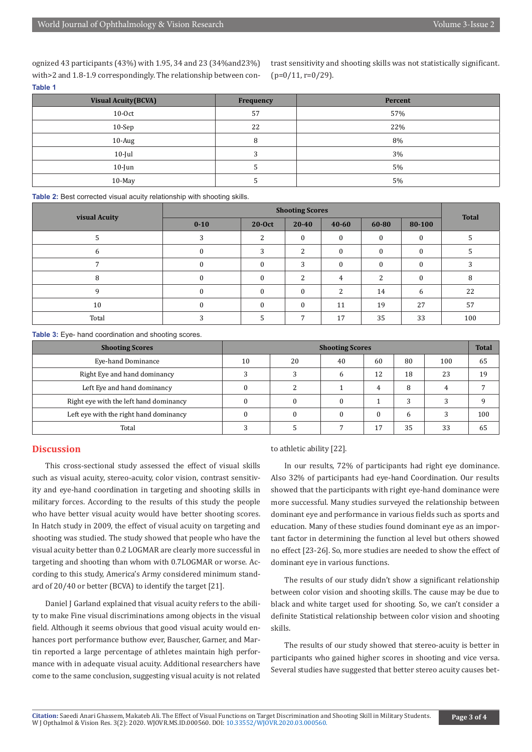ognized 43 participants (43%) with 1.95, 34 and 23 (34%and23%) with>2 and 1.8-1.9 correspondingly. The relationship between contrast sensitivity and shooting skills was not statistically significant. (p=0/11, r=0/29).

**Table 1**

| Visual Acuity(BCVA) | Frequency | Percent |
|---|---|---|
| 10-Oct | 57 | 57% |
| 10-Sep | 22 | 22% |
| 10-Aug | 8 | 8% |
| 10-Jul | 3 | 3% |
| 10-Jun | 5 | 5% |
| 10-May | 5 | 5% |

**Table 2:** Best corrected visual acuity relationship with shooting skills.

| visual Acuity | Shooting Scores | | | | | | Total |
|---|---|---|---|---|---|---|---|
| | 0-10 | 20-Oct | 20-40 | 40-60 | 60-80 | 80-100 | |
| 5 | 3 | 2 | 0 | 0 | 0 | 0 | 5 |
| 6 | 0 | 3 | 2 | 0 | 0 | 0 | 5 |
| 7 | 0 | 0 | 3 | 0 | 0 | 0 | 3 |
| 8 | 0 | 0 | 2 | 4 | 2 | 0 | 8 |
| 9 | 0 | 0 | 0 | 2 | 14 | 6 | 22 |
| 10 | 0 | 0 | 0 | 11 | 19 | 27 | 57 |
| Total | 3 | 5 | 7 | 17 | 35 | 33 | 100 |

**Table 3:** Eye- hand coordination and shooting scores.

| Shooting Scores | Shooting Scores | | | | | | Total |
|---|---|---|---|---|---|---|---|
| Eye-hand Dominance | 10 | 20 | 40 | 60 | 80 | 100 | 65 |
| Right Eye and hand dominancy | 3 | 3 | 6 | 12 | 18 | 23 | 19 |
| Left Eye and hand dominancy | 0 | 2 | 1 | 4 | 8 | 4 | 7 |
| Right eye with the left hand dominancy | 0 | 0 | 0 | 1 | 3 | 3 | 9 |
| Left eye with the right hand dominancy | 0 | 0 | 0 | 0 | 6 | 3 | 100 |
| Total | 3 | 5 | 7 | 17 | 35 | 33 | 65 |

## Discussion

This cross-sectional study assessed the effect of visual skills such as visual acuity, stereo-acuity, color vision, contrast sensitivity and eye-hand coordination in targeting and shooting skills in military forces. According to the results of this study the people who have better visual acuity would have better shooting scores. In Hatch study in 2009, the effect of visual acuity on targeting and shooting was studied. The study showed that people who have the visual acuity better than 0.2 LOGMAR are clearly more successful in targeting and shooting than whom with 0.7LOGMAR or worse. According to this study, America's Army considered minimum standard of 20/40 or better (BCVA) to identify the target [21].

Daniel J Garland explained that visual acuity refers to the ability to make Fine visual discriminations among objects in the visual field. Although it seems obvious that good visual acuity would enhances port performance buthow ever, Bauscher, Garner, and Martin reported a large percentage of athletes maintain high performance with in adequate visual acuity. Additional researchers have come to the same conclusion, suggesting visual acuity is not related to athletic ability [22].

In our results, 72% of participants had right eye dominance. Also 32% of participants had eye-hand Coordination. Our results showed that the participants with right eye-hand dominance were more successful. Many studies surveyed the relationship between dominant eye and performance in various fields such as sports and education. Many of these studies found dominant eye as an important factor in determining the function al level but others showed no effect [23-26]. So, more studies are needed to show the effect of dominant eye in various functions.

The results of our study didn't show a significant relationship between color vision and shooting skills. The cause may be due to black and white target used for shooting. So, we can't consider a definite Statistical relationship between color vision and shooting skills.

The results of our study showed that stereo-acuity is better in participants who gained higher scores in shooting and vice versa. Several studies have suggested that better stereo acuity causes bet-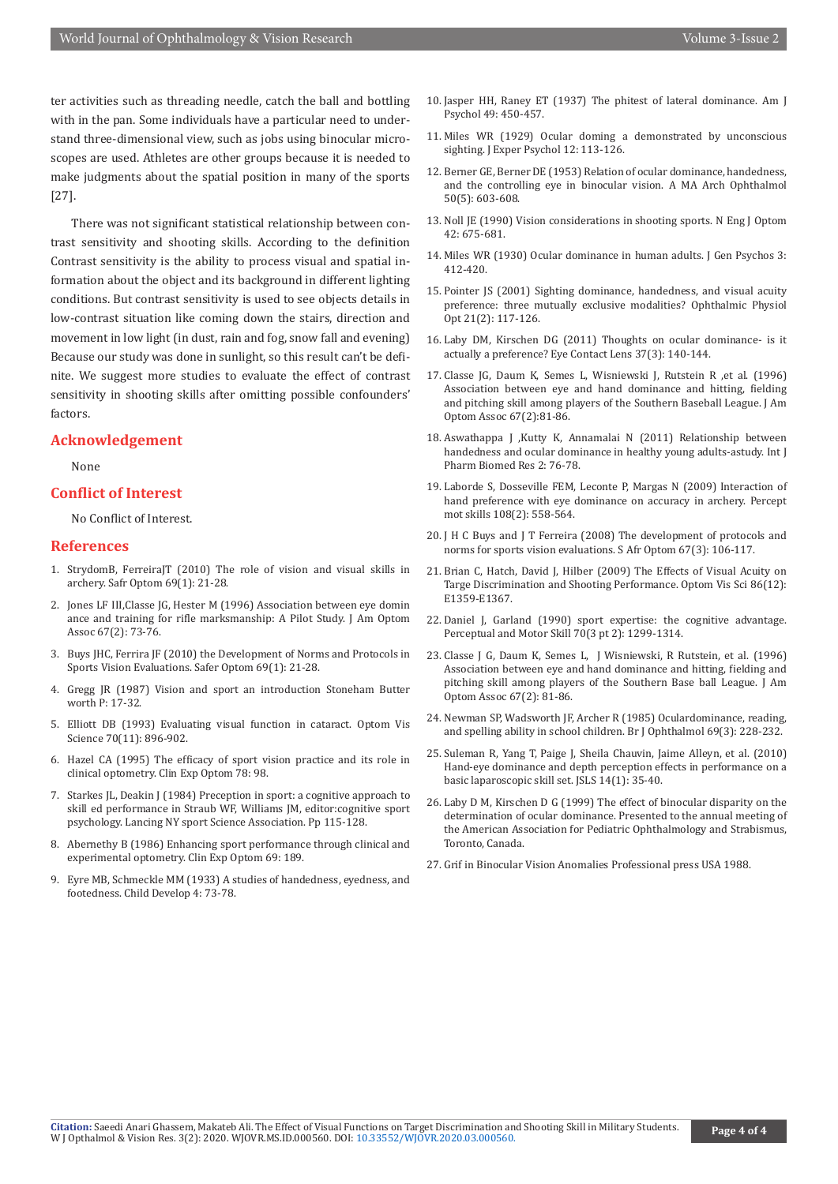ter activities such as threading needle, catch the ball and bottling with in the pan. Some individuals have a particular need to understand three-dimensional view, such as jobs using binocular microscopes are used. Athletes are other groups because it is needed to make judgments about the spatial position in many of the sports [27].

There was not significant statistical relationship between contrast sensitivity and shooting skills. According to the definition Contrast sensitivity is the ability to process visual and spatial information about the object and its background in different lighting conditions. But contrast sensitivity is used to see objects details in low-contrast situation like coming down the stairs, direction and movement in low light (in dust, rain and fog, snow fall and evening) Because our study was done in sunlight, so this result can't be definite. We suggest more studies to evaluate the effect of contrast sensitivity in shooting skills after omitting possible confounders' factors.

## Acknowledgement

None

## Conflict of Interest

No Conflict of Interest.

## References

1. StrydomB, FerreiraJT (2010) The role of vision and visual skills in archery. Safr Optom 69(1): 21-28.
2. Jones LF III,Classe JG, Hester M (1996) Association between eye domin ance and training for rifle marksmanship: A Pilot Study. J Am Optom Assoc 67(2): 73-76.
3. Buys JHC, Ferrira JF (2010) the Development of Norms and Protocols in Sports Vision Evaluations. Safer Optom 69(1): 21-28.
4. Gregg JR (1987) Vision and sport an introduction Stoneham Butter worth P: 17-32.
5. Elliott DB (1993) Evaluating visual function in cataract. Optom Vis Science 70(11): 896-902.
6. Hazel CA (1995) The efficacy of sport vision practice and its role in clinical optometry. Clin Exp Optom 78: 98.
7. Starkes JL, Deakin J (1984) Preception in sport: a cognitive approach to skill ed performance in Straub WF, Williams JM, editor:cognitive sport psychology. Lancing NY sport Science Association. Pp 115-128.
8. Abernethy B (1986) Enhancing sport performance through clinical and experimental optometry. Clin Exp Optom 69: 189.
9. Eyre MB, Schmeckle MM (1933) A studies of handedness, eyedness, and footedness. Child Develop 4: 73-78.
10. Jasper HH, Raney ET (1937) The phitest of lateral dominance. Am J Psychol 49: 450-457.
11. Miles WR (1929) Ocular doming a demonstrated by unconscious sighting. J Exper Psychol 12: 113-126.
12. Berner GE, Berner DE (1953) Relation of ocular dominance, handedness, and the controlling eye in binocular vision. A MA Arch Ophthalmol 50(5): 603-608.
13. Noll JE (1990) Vision considerations in shooting sports. N Eng J Optom 42: 675-681.
14. Miles WR (1930) Ocular dominance in human adults. J Gen Psychos 3: 412-420.
15. Pointer JS (2001) Sighting dominance, handedness, and visual acuity preference: three mutually exclusive modalities? Ophthalmic Physiol Opt 21(2): 117-126.
16. Laby DM, Kirschen DG (2011) Thoughts on ocular dominance- is it actually a preference? Eye Contact Lens 37(3): 140-144.
17. Classe JG, Daum K, Semes L, Wisniewski J, Rutstein R ,et al. (1996) Association between eye and hand dominance and hitting, fielding and pitching skill among players of the Southern Baseball League. J Am Optom Assoc 67(2):81-86.
18. Aswathappa J ,Kutty K, Annamalai N (2011) Relationship between handedness and ocular dominance in healthy young adults-astudy. Int J Pharm Biomed Res 2: 76-78.
19. Laborde S, Dosseville FEM, Leconte P, Margas N (2009) Interaction of hand preference with eye dominance on accuracy in archery. Percept mot skills 108(2): 558-564.
20. J H C Buys and J T Ferreira (2008) The development of protocols and norms for sports vision evaluations. S Afr Optom 67(3): 106-117.
21. Brian C, Hatch, David J, Hilber (2009) The Effects of Visual Acuity on Targe Discrimination and Shooting Performance. Optom Vis Sci 86(12): E1359-E1367.
22. Daniel J, Garland (1990) sport expertise: the cognitive advantage. Perceptual and Motor Skill 70(3 pt 2): 1299-1314.
23. Classe J G, Daum K, Semes L, J Wisniewski, R Rutstein, et al. (1996) Association between eye and hand dominance and hitting, fielding and pitching skill among players of the Southern Base ball League. J Am Optom Assoc 67(2): 81-86.
24. Newman SP, Wadsworth JF, Archer R (1985) Oculardominance, reading, and spelling ability in school children. Br J Ophthalmol 69(3): 228-232.
25. Suleman R, Yang T, Paige J, Sheila Chauvin, Jaime Alleyn, et al. (2010) Hand-eye dominance and depth perception effects in performance on a basic laparoscopic skill set. JSLS 14(1): 35-40.
26. Laby D M, Kirschen D G (1999) The effect of binocular disparity on the determination of ocular dominance. Presented to the annual meeting of the American Association for Pediatric Ophthalmology and Strabismus, Toronto, Canada.
27. Grif in Binocular Vision Anomalies Professional press USA 1988.

**Citation:** Saeedi Anari Ghassem, Makateb Ali. The Effect of Visual Functions on Target Discrimination and Shooting Skill in Military Students. W J Opthalmol & Vision Res. 3(2): 2020. WJOVR.MS.ID.000560. DOI: 10.33552/WJOVR.2020.03.000560.